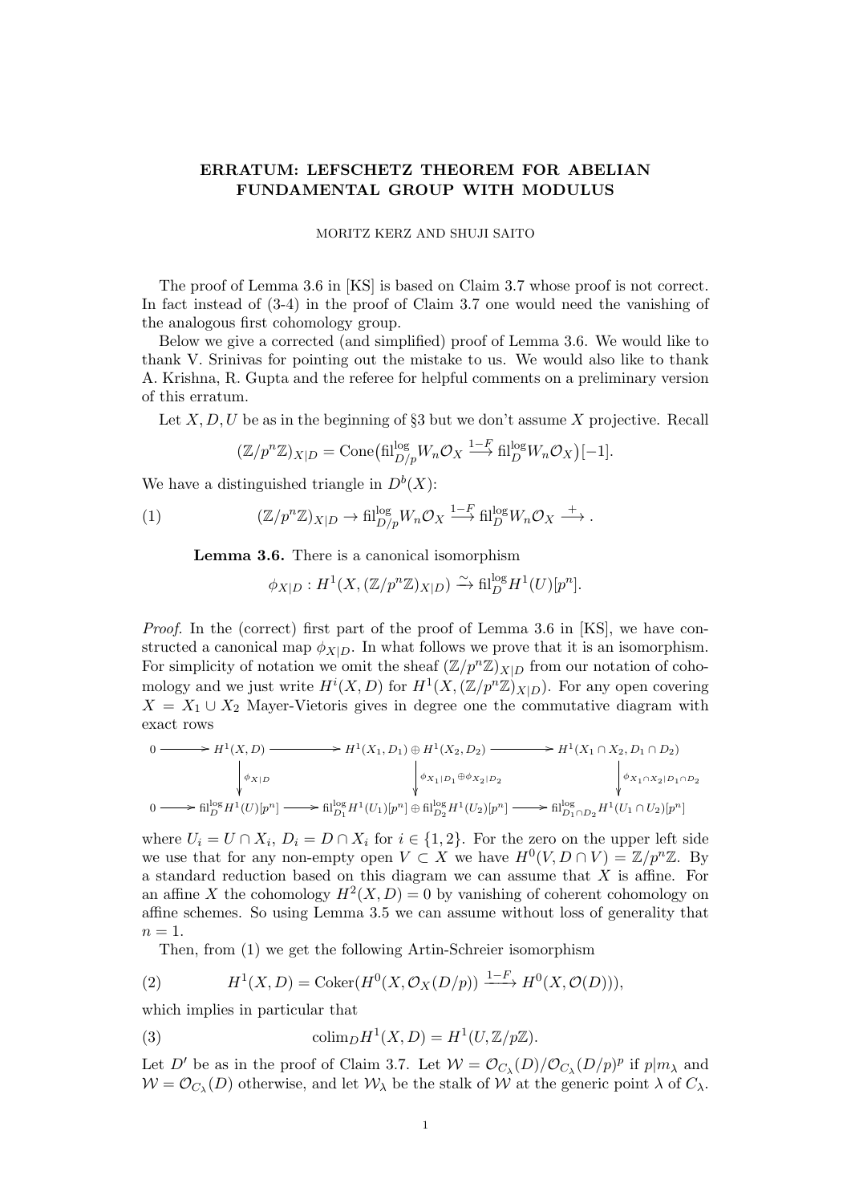# ERRATUM: LEFSCHETZ THEOREM FOR ABELIAN FUNDAMENTAL GROUP WITH MODULUS

MORITZ KERZ AND SHUJI SAITO

The proof of Lemma 3.6 in [KS] is based on Claim 3.7 whose proof is not correct. In fact instead of (3-4) in the proof of Claim 3.7 one would need the vanishing of the analogous first cohomology group.

Below we give a corrected (and simplified) proof of Lemma 3.6. We would like to thank V. Srinivas for pointing out the mistake to us. We would also like to thank A. Krishna, R. Gupta and the referee for helpful comments on a preliminary version of this erratum.

Let $X, D, U$ be as in the beginning of §3 but we don't assume $X$ projective. Recall

$$(\mathbb{Z}/p^n\mathbb{Z})_{X|D} = \mathrm{Cone}\big(\mathrm{fil}^{\log}_{D/p} W_n\mathcal{O}_X \xrightarrow{1-F} \mathrm{fil}^{\log}_{D} W_n\mathcal{O}_X\big)[-1].$$

We have a distinguished triangle in $D^b(X)$:

$$(\mathbb{Z}/p^n\mathbb{Z})_{X|D} \to \mathrm{fil}^{\log}_{D/p} W_n\mathcal{O}_X \xrightarrow{1-F} \mathrm{fil}^{\log}_{D} W_n\mathcal{O}_X \xrightarrow{+} . \tag{1}$$

**Lemma 3.6.** There is a canonical isomorphism

$$\phi_{X|D} : H^1(X, (\mathbb{Z}/p^n\mathbb{Z})_{X|D}) \xrightarrow{\sim} \mathrm{fil}^{\log}_D H^1(U)[p^n].$$

*Proof.* In the (correct) first part of the proof of Lemma 3.6 in [KS], we have constructed a canonical map $\phi_{X|D}$. In what follows we prove that it is an isomorphism. For simplicity of notation we omit the sheaf $(\mathbb{Z}/p^n\mathbb{Z})_{X|D}$ from our notation of cohomology and we just write $H^i(X, D)$ for $H^1(X, (\mathbb{Z}/p^n\mathbb{Z})_{X|D})$. For any open covering $X = X_1 \cup X_2$ Mayer-Vietoris gives in degree one the commutative diagram with exact rows

$$\begin{array}{ccccccc}
0 \to & H^1(X,D) & \to & H^1(X_1,D_1)\oplus H^1(X_2,D_2) & \to & H^1(X_1\cap X_2, D_1\cap D_2) \\
& \downarrow{\scriptstyle \phi_{X|D}} & & \downarrow{\scriptstyle \phi_{X_1|D_1}\oplus\phi_{X_2|D_2}} & & \downarrow{\scriptstyle \phi_{X_1\cap X_2|D_1\cap D_2}} \\
0 \to & \mathrm{fil}^{\log}_D H^1(U)[p^n] & \to & \mathrm{fil}^{\log}_{D_1} H^1(U_1)[p^n] \oplus \mathrm{fil}^{\log}_{D_2} H^1(U_2)[p^n] & \to & \mathrm{fil}^{\log}_{D_1\cap D_2} H^1(U_1\cap U_2)[p^n]
\end{array}$$

where $U_i = U \cap X_i$, $D_i = D \cap X_i$ for $i \in \{1, 2\}$. For the zero on the upper left side we use that for any non-empty open $V \subset X$ we have $H^0(V, D \cap V) = \mathbb{Z}/p^n\mathbb{Z}$. By a standard reduction based on this diagram we can assume that $X$ is affine. For an affine $X$ the cohomology $H^2(X, D) = 0$ by vanishing of coherent cohomology on affine schemes. So using Lemma 3.5 we can assume without loss of generality that $n = 1$.

Then, from (1) we get the following Artin-Schreier isomorphism

$$H^1(X, D) = \mathrm{Coker}(H^0(X, \mathcal{O}_X(D/p)) \xrightarrow{1-F} H^0(X, \mathcal{O}(D))), \tag{2}$$

which implies in particular that

$$\mathrm{colim}_D H^1(X, D) = H^1(U, \mathbb{Z}/p\mathbb{Z}). \tag{3}$$

Let $D'$ be as in the proof of Claim 3.7. Let $\mathcal{W} = \mathcal{O}_{C_\lambda}(D)/\mathcal{O}_{C_\lambda}(D/p)^p$ if $p|m_\lambda$ and $\mathcal{W} = \mathcal{O}_{C_\lambda}(D)$ otherwise, and let $\mathcal{W}_\lambda$ be the stalk of $\mathcal{W}$ at the generic point $\lambda$ of $C_\lambda$.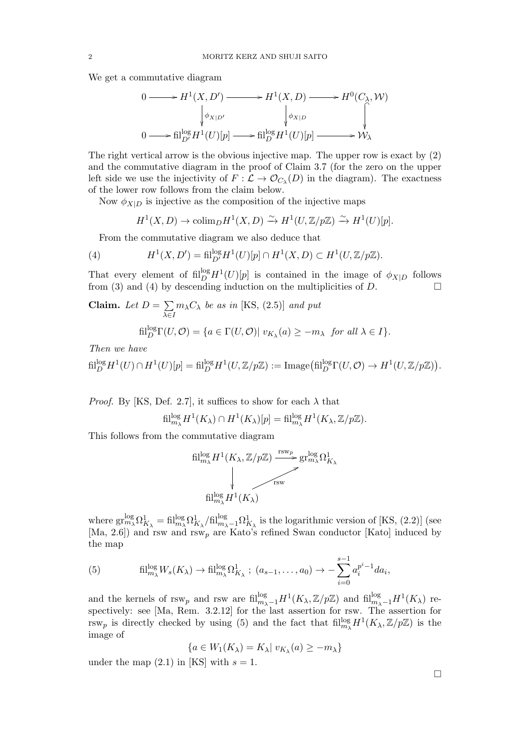We get a commutative diagram

$$\begin{array}{ccccccc}
0 & \longrightarrow & H^1(X,D') & \longrightarrow & H^1(X,D) & \longrightarrow & H^0(C_\lambda,\mathcal{W}) \\
 & & \downarrow{\scriptstyle \phi_{X|D'}} & & \downarrow{\scriptstyle \phi_{X|D}} & & \downarrow \\
0 & \longrightarrow & \mathrm{fil}^{\log}_{D'}H^1(U)[p] & \longrightarrow & \mathrm{fil}^{\log}_{D}H^1(U)[p] & \longrightarrow & \mathcal{W}_\lambda
\end{array}$$

The right vertical arrow is the obvious injective map. The upper row is exact by (2) and the commutative diagram in the proof of Claim 3.7 (for the zero on the upper left side we use the injectivity of $F:\mathcal{L}\to\mathcal{O}_{C_\lambda}(D)$ in the diagram). The exactness of the lower row follows from the claim below.

Now $\phi_{X|D}$ is injective as the composition of the injective maps

$$H^1(X,D)\to \mathrm{colim}_D H^1(X,D)\xrightarrow{\sim} H^1(U,\mathbb{Z}/p\mathbb{Z})\xrightarrow{\sim} H^1(U)[p].$$

From the commutative diagram we also deduce that

$$H^1(X,D') = \mathrm{fil}^{\log}_{D'}H^1(U)[p]\cap H^1(X,D)\subset H^1(U,\mathbb{Z}/p\mathbb{Z}). \tag{4}$$

That every element of $\mathrm{fil}^{\log}_D H^1(U)[p]$ is contained in the image of $\phi_{X|D}$ follows from (3) and (4) by descending induction on the multiplicities of $D$. $\square$

**Claim.** *Let $D=\sum_{\lambda\in I} m_\lambda C_\lambda$ be as in [KS, (2.5)] and put*

$$\mathrm{fil}^{\log}_D\Gamma(U,\mathcal{O}) = \{a\in\Gamma(U,\mathcal{O})\mid v_{K_\lambda}(a)\geq -m_\lambda \ \text{ for all } \lambda\in I\}.$$

*Then we have*

$$\mathrm{fil}^{\log}_D H^1(U)\cap H^1(U)[p] = \mathrm{fil}^{\log}_D H^1(U,\mathbb{Z}/p\mathbb{Z}) := \mathrm{Image}\big(\mathrm{fil}^{\log}_D\Gamma(U,\mathcal{O})\to H^1(U,\mathbb{Z}/p\mathbb{Z})\big).$$

*Proof.* By [KS, Def. 2.7], it suffices to show for each $\lambda$ that

$$\mathrm{fil}^{\log}_{m_\lambda}H^1(K_\lambda)\cap H^1(K_\lambda)[p] = \mathrm{fil}^{\log}_{m_\lambda}H^1(K_\lambda,\mathbb{Z}/p\mathbb{Z}).$$

This follows from the commutative diagram

$$\begin{array}{ccc}
\mathrm{fil}^{\log}_{m_\lambda}H^1(K_\lambda,\mathbb{Z}/p\mathbb{Z}) & \xrightarrow{\mathrm{rsw}_p} & \mathrm{gr}^{\log}_{m_\lambda}\Omega^1_{K_\lambda} \\
\downarrow & \nearrow{\scriptstyle \mathrm{rsw}} & \\
\mathrm{fil}^{\log}_{m_\lambda}H^1(K_\lambda) & &
\end{array}$$

where $\mathrm{gr}^{\log}_{m_\lambda}\Omega^1_{K_\lambda} = \mathrm{fil}^{\log}_{m_\lambda}\Omega^1_{K_\lambda}/\mathrm{fil}^{\log}_{m_\lambda-1}\Omega^1_{K_\lambda}$ is the logarithmic version of [KS, (2.2)] (see [Ma, 2.6]) and rsw and $\mathrm{rsw}_p$ are Kato's refined Swan conductor [Kato] induced by the map

$$\mathrm{fil}^{\log}_{m_\lambda}W_s(K_\lambda)\to \mathrm{fil}^{\log}_{m_\lambda}\Omega^1_{K_\lambda}\ ;\ (a_{s-1},\dots,a_0)\to -\sum_{i=0}^{s-1}a_i^{p^i-1}da_i, \tag{5}$$

and the kernels of $\mathrm{rsw}_p$ and rsw are $\mathrm{fil}^{\log}_{m_\lambda-1}H^1(K_\lambda,\mathbb{Z}/p\mathbb{Z})$ and $\mathrm{fil}^{\log}_{m_\lambda-1}H^1(K_\lambda)$ respectively: see [Ma, Rem. 3.2.12] for the last assertion for rsw. The assertion for $\mathrm{rsw}_p$ is directly checked by using (5) and the fact that $\mathrm{fil}^{\log}_{m_\lambda}H^1(K_\lambda,\mathbb{Z}/p\mathbb{Z})$ is the image of

$$\{a\in W_1(K_\lambda)=K_\lambda\mid v_{K_\lambda}(a)\geq -m_\lambda\}$$

under the map (2.1) in [KS] with $s=1$.

$\square$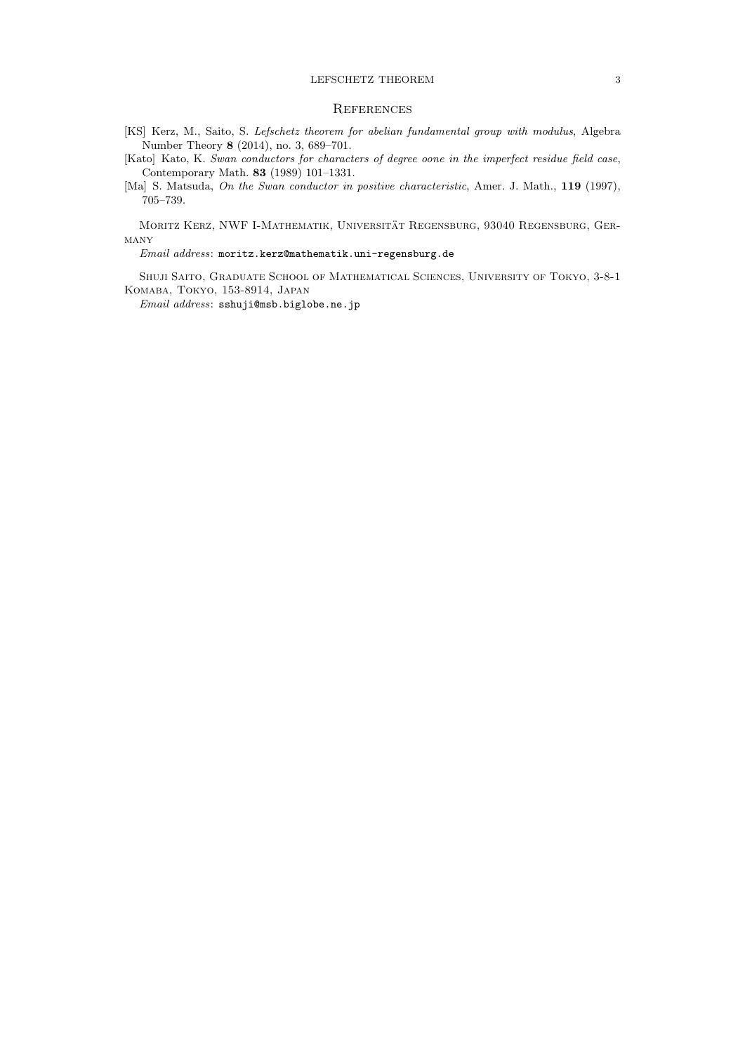## References

[KS] Kerz, M., Saito, S. *Lefschetz theorem for abelian fundamental group with modulus*, Algebra Number Theory **8** (2014), no. 3, 689–701.

[Kato] Kato, K. *Swan conductors for characters of degree oone in the imperfect residue field case*, Contemporary Math. **83** (1989) 101–1331.

[Ma] S. Matsuda, *On the Swan conductor in positive characteristic*, Amer. J. Math., **119** (1997), 705–739.

Moritz Kerz, NWF I-Mathematik, Universität Regensburg, 93040 Regensburg, Germany

*Email address*: moritz.kerz@mathematik.uni-regensburg.de

Shuji Saito, Graduate School of Mathematical Sciences, University of Tokyo, 3-8-1 Komaba, Tokyo, 153-8914, Japan

*Email address*: sshuji@msb.biglobe.ne.jp